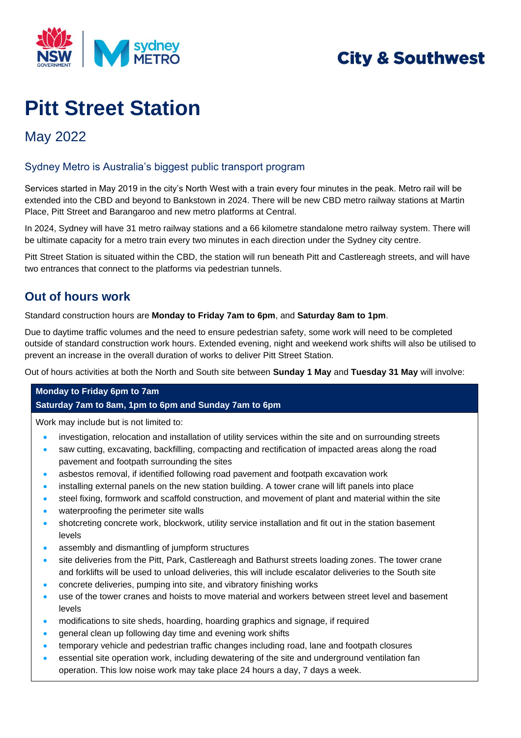City & Southwest

# Pitt Street Station

May 2022

### Sydney Metro is Australia's biggest public transport program

Services started in May 2019 in the city's North West with a train every four minutes in the peak. Metro rail will be extended into the CBD and beyond to Bankstown in 2024. There will be new CBD metro railway stations at Martin Place, Pitt Street and Barangaroo and new metro platforms at Central.

In 2024, Sydney will have 31 metro railway stations and a 66 kilometre standalone metro railway system. There will be ultimate capacity for a metro train every two minutes in each direction under the Sydney city centre.

Pitt Street Station is situated within the CBD, the station will run beneath Pitt and Castlereagh streets, and will have two entrances that connect to the platforms via pedestrian tunnels.

## Out of hours work

Standard construction hours are **Monday to Friday 7am to 6pm**, and **Saturday 8am to 1pm**.

Due to daytime traffic volumes and the need to ensure pedestrian safety, some work will need to be completed outside of standard construction work hours. Extended evening, night and weekend work shifts will also be utilised to prevent an increase in the overall duration of works to deliver Pitt Street Station.

Out of hours activities at both the North and South site between **Sunday 1 May** and **Tuesday 31 May** will involve:

**Monday to Friday 6pm to 7am**
**Saturday 7am to 8am, 1pm to 6pm and Sunday 7am to 6pm**

Work may include but is not limited to:

- investigation, relocation and installation of utility services within the site and on surrounding streets
- saw cutting, excavating, backfilling, compacting and rectification of impacted areas along the road pavement and footpath surrounding the sites
- asbestos removal, if identified following road pavement and footpath excavation work
- installing external panels on the new station building. A tower crane will lift panels into place
- steel fixing, formwork and scaffold construction, and movement of plant and material within the site
- waterproofing the perimeter site walls
- shotcreting concrete work, blockwork, utility service installation and fit out in the station basement levels
- assembly and dismantling of jumpform structures
- site deliveries from the Pitt, Park, Castlereagh and Bathurst streets loading zones. The tower crane and forklifts will be used to unload deliveries, this will include escalator deliveries to the South site
- concrete deliveries, pumping into site, and vibratory finishing works
- use of the tower cranes and hoists to move material and workers between street level and basement levels
- modifications to site sheds, hoarding, hoarding graphics and signage, if required
- general clean up following day time and evening work shifts
- temporary vehicle and pedestrian traffic changes including road, lane and footpath closures
- essential site operation work, including dewatering of the site and underground ventilation fan operation. This low noise work may take place 24 hours a day, 7 days a week.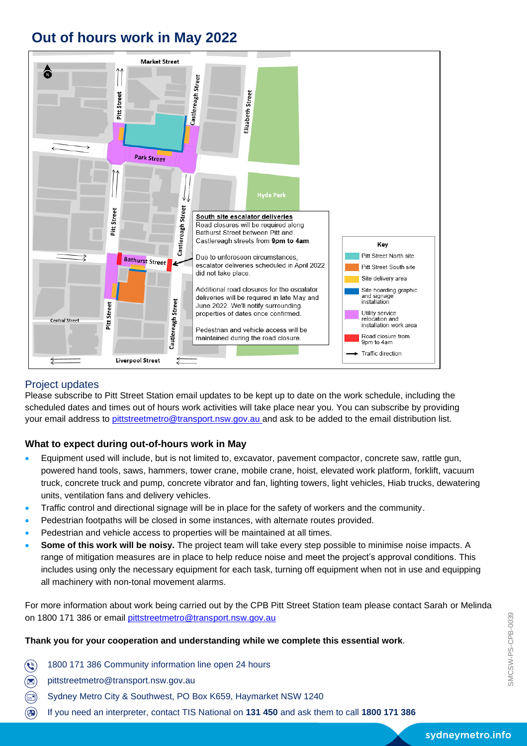# Out of hours work in May 2022

Market Street

Pitt Street

Castlereagh Street

Elizabeth Street

Park Street

Hyde Park

Bathurst Street

Central Street

Liverpool Street

**South site escalator deliveries**

Road closures will be required along Bathurst Street between Pitt and Castlereagh streets from **9pm to 4am**.

Due to unforeseen circumstances, escalator deliveries scheduled in April 2022 did not take place.

Additional road closures for the escalator deliveries will be required in late May and June 2022. We'll notify surrounding properties of dates once confirmed.

Pedestrian and vehicle access will be maintained during the road closure.

**Key**

- Pitt Street North site
- Pitt Street South site
- Site delivery area
- Site hoarding graphic and signage installation
- Utility service relocation and installation work area
- Road closure from 9pm to 4am
- Traffic direction

## Project updates

Please subscribe to Pitt Street Station email updates to be kept up to date on the work schedule, including the scheduled dates and times out of hours work activities will take place near you. You can subscribe by providing your email address to pittstreetmetro@transport.nsw.gov.au and ask to be added to the email distribution list.

### What to expect during out-of-hours work in May

- Equipment used will include, but is not limited to, excavator, pavement compactor, concrete saw, rattle gun, powered hand tools, saws, hammers, tower crane, mobile crane, hoist, elevated work platform, forklift, vacuum truck, concrete truck and pump, concrete vibrator and fan, lighting towers, light vehicles, Hiab trucks, dewatering units, ventilation fans and delivery vehicles.
- Traffic control and directional signage will be in place for the safety of workers and the community.
- Pedestrian footpaths will be closed in some instances, with alternate routes provided.
- Pedestrian and vehicle access to properties will be maintained at all times.
- **Some of this work will be noisy.** The project team will take every step possible to minimise noise impacts. A range of mitigation measures are in place to help reduce noise and meet the project's approval conditions. This includes using only the necessary equipment for each task, turning off equipment when not in use and equipping all machinery with non-tonal movement alarms.

For more information about work being carried out by the CPB Pitt Street Station team please contact Sarah or Melinda on 1800 171 386 or email pittstreetmetro@transport.nsw.gov.au

**Thank you for your cooperation and understanding while we complete this essential work**.

1800 171 386 Community information line open 24 hours

pittstreetmetro@transport.nsw.gov.au

Sydney Metro City & Southwest, PO Box K659, Haymarket NSW 1240

If you need an interpreter, contact TIS National on **131 450** and ask them to call **1800 171 386**

SMCSW-PS-CPB-0039

sydneymetro.info